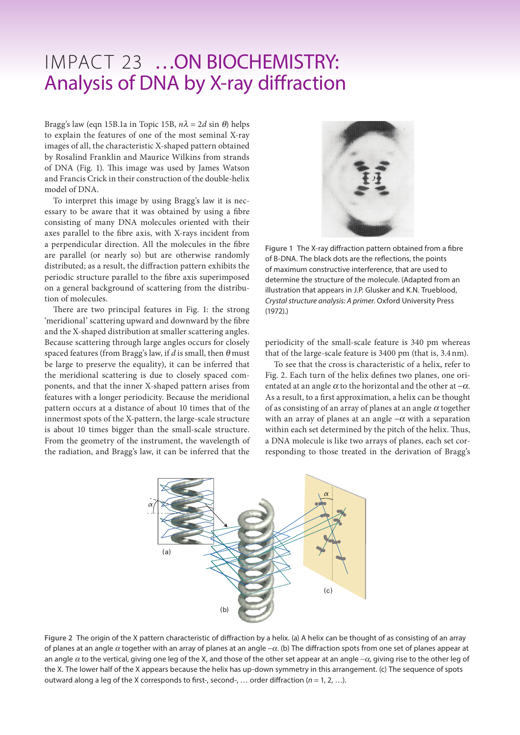# IMPACT 23 …ON BIOCHEMISTRY: Analysis of DNA by X-ray diffraction

Bragg's law (eqn 15B.1a in Topic 15B, $n\lambda = 2d \sin \theta$) helps to explain the features of one of the most seminal X-ray images of all, the characteristic X-shaped pattern obtained by Rosalind Franklin and Maurice Wilkins from strands of DNA (Fig. 1). This image was used by James Watson and Francis Crick in their construction of the double-helix model of DNA.

To interpret this image by using Bragg's law it is necessary to be aware that it was obtained by using a fibre consisting of many DNA molecules oriented with their axes parallel to the fibre axis, with X-rays incident from a perpendicular direction. All the molecules in the fibre are parallel (or nearly so) but are otherwise randomly distributed; as a result, the diffraction pattern exhibits the periodic structure parallel to the fibre axis superimposed on a general background of scattering from the distribution of molecules.

There are two principal features in Fig. 1: the strong 'meridional' scattering upward and downward by the fibre and the X-shaped distribution at smaller scattering angles. Because scattering through large angles occurs for closely spaced features (from Bragg's law, if $d$ is small, then $\theta$ must be large to preserve the equality), it can be inferred that the meridional scattering is due to closely spaced components, and that the inner X-shaped pattern arises from features with a longer periodicity. Because the meridional pattern occurs at a distance of about 10 times that of the innermost spots of the X-pattern, the large-scale structure is about 10 times bigger than the small-scale structure. From the geometry of the instrument, the wavelength of the radiation, and Bragg's law, it can be inferred that the periodicity of the small-scale feature is 340 pm whereas that of the large-scale feature is 3400 pm (that is, 3.4 nm).

**Figure 1** The X-ray diffraction pattern obtained from a fibre of B-DNA. The black dots are the reflections, the points of maximum constructive interference, that are used to determine the structure of the molecule. (Adapted from an illustration that appears in J.P. Glusker and K.N. Trueblood, *Crystal structure analysis: A primer*. Oxford University Press (1972).)

To see that the cross is characteristic of a helix, refer to Fig. 2. Each turn of the helix defines two planes, one orientated at an angle $\alpha$ to the horizontal and the other at $-\alpha$. As a result, to a first approximation, a helix can be thought of as consisting of an array of planes at an angle $\alpha$ together with an array of planes at an angle $-\alpha$ with a separation within each set determined by the pitch of the helix. Thus, a DNA molecule is like two arrays of planes, each set corresponding to those treated in the derivation of Bragg's

**Figure 2** The origin of the X pattern characteristic of diffraction by a helix. (a) A helix can be thought of as consisting of an array of planes at an angle $\alpha$ together with an array of planes at an angle $-\alpha$. (b) The diffraction spots from one set of planes appear at an angle $\alpha$ to the vertical, giving one leg of the X, and those of the other set appear at an angle $-\alpha$, giving rise to the other leg of the X. The lower half of the X appears because the helix has up-down symmetry in this arrangement. (c) The sequence of spots outward along a leg of the X corresponds to first-, second-, … order diffraction ($n = 1, 2, \ldots$).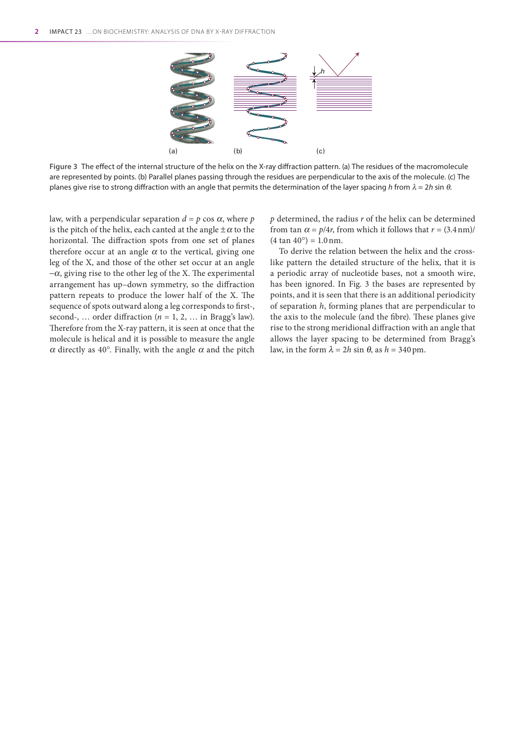(a) (b) (c)

$h$

Figure 3 The effect of the internal structure of the helix on the X-ray diffraction pattern. (a) The residues of the macromolecule are represented by points. (b) Parallel planes passing through the residues are perpendicular to the axis of the molecule. (c) The planes give rise to strong diffraction with an angle that permits the determination of the layer spacing $h$ from $\lambda = 2h \sin \theta$.

law, with a perpendicular separation $d = p \cos \alpha$, where $p$ is the pitch of the helix, each canted at the angle $\pm\alpha$ to the horizontal. The diffraction spots from one set of planes therefore occur at an angle $\alpha$ to the vertical, giving one leg of the X, and those of the other set occur at an angle $-\alpha$, giving rise to the other leg of the X. The experimental arrangement has up–down symmetry, so the diffraction pattern repeats to produce the lower half of the X. The sequence of spots outward along a leg corresponds to first-, second-, … order diffraction ($n = 1, 2, \ldots$ in Bragg's law). Therefore from the X-ray pattern, it is seen at once that the molecule is helical and it is possible to measure the angle $\alpha$ directly as 40°. Finally, with the angle $\alpha$ and the pitch $p$ determined, the radius $r$ of the helix can be determined from $\tan \alpha = p/4r$, from which it follows that $r = (3.4\,\text{nm})/(4 \tan 40°) = 1.0\,\text{nm}$.

To derive the relation between the helix and the cross-like pattern the detailed structure of the helix, that it is a periodic array of nucleotide bases, not a smooth wire, has been ignored. In Fig. 3 the bases are represented by points, and it is seen that there is an additional periodicity of separation $h$, forming planes that are perpendicular to the axis of the molecule (and the fibre). These planes give rise to the strong meridional diffraction with an angle that allows the layer spacing to be determined from Bragg's law, in the form $\lambda = 2h \sin \theta$, as $h = 340\,\text{pm}$.